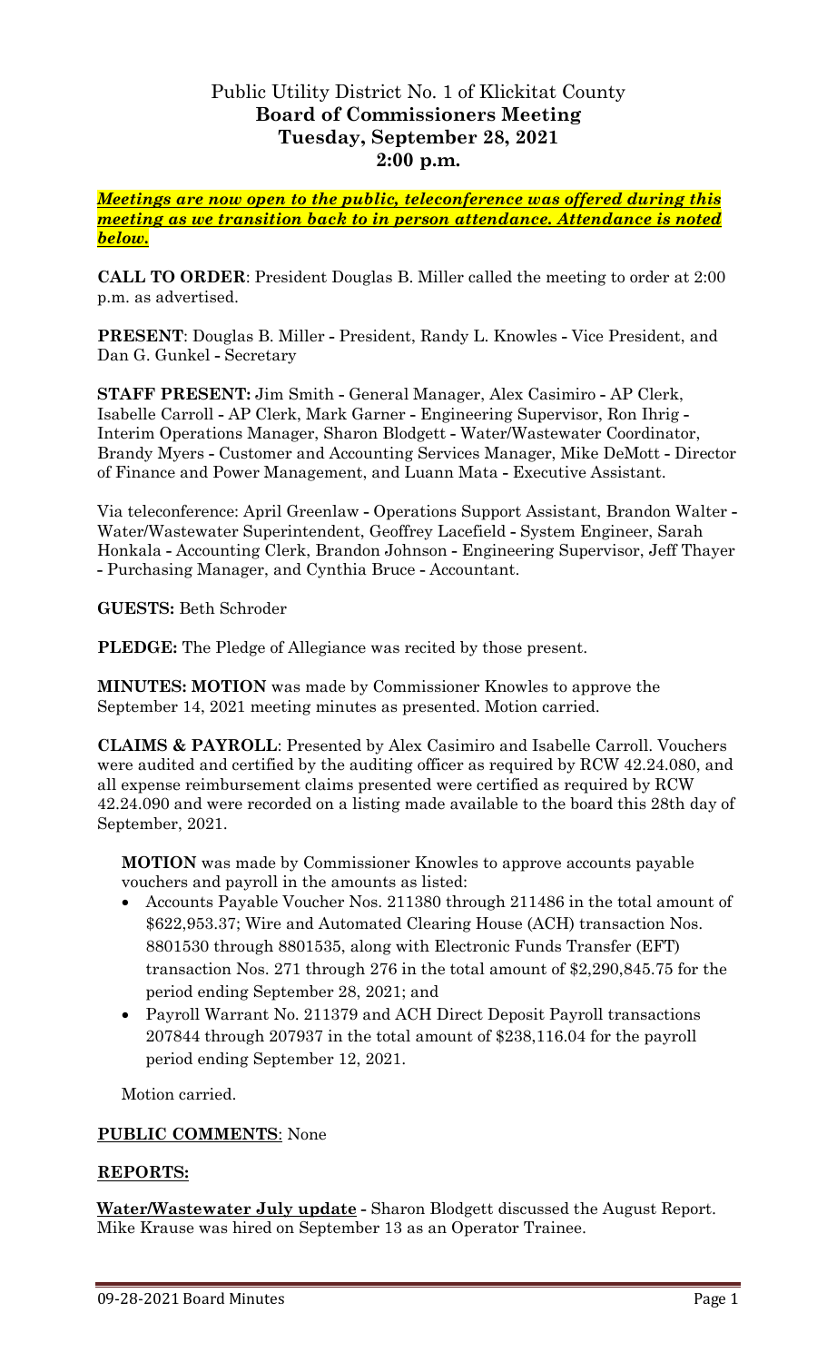# Public Utility District No. 1 of Klickitat County
## Board of Commissioners Meeting
## Tuesday, September 28, 2021
## 2:00 p.m.

***Meetings are now open to the public, teleconference was offered during this meeting as we transition back to in person attendance. Attendance is noted below.***

**CALL TO ORDER**: President Douglas B. Miller called the meeting to order at 2:00 p.m. as advertised.

**PRESENT**: Douglas B. Miller - President, Randy L. Knowles - Vice President, and Dan G. Gunkel - Secretary

**STAFF PRESENT:** Jim Smith - General Manager, Alex Casimiro - AP Clerk, Isabelle Carroll - AP Clerk, Mark Garner - Engineering Supervisor, Ron Ihrig - Interim Operations Manager, Sharon Blodgett - Water/Wastewater Coordinator, Brandy Myers - Customer and Accounting Services Manager, Mike DeMott - Director of Finance and Power Management, and Luann Mata - Executive Assistant.

Via teleconference: April Greenlaw - Operations Support Assistant, Brandon Walter - Water/Wastewater Superintendent, Geoffrey Lacefield - System Engineer, Sarah Honkala - Accounting Clerk, Brandon Johnson - Engineering Supervisor, Jeff Thayer - Purchasing Manager, and Cynthia Bruce - Accountant.

**GUESTS:** Beth Schroder

**PLEDGE:** The Pledge of Allegiance was recited by those present.

**MINUTES: MOTION** was made by Commissioner Knowles to approve the September 14, 2021 meeting minutes as presented. Motion carried.

**CLAIMS & PAYROLL**: Presented by Alex Casimiro and Isabelle Carroll. Vouchers were audited and certified by the auditing officer as required by RCW 42.24.080, and all expense reimbursement claims presented were certified as required by RCW 42.24.090 and were recorded on a listing made available to the board this 28th day of September, 2021.

**MOTION** was made by Commissioner Knowles to approve accounts payable vouchers and payroll in the amounts as listed:

- Accounts Payable Voucher Nos. 211380 through 211486 in the total amount of $622,953.37; Wire and Automated Clearing House (ACH) transaction Nos. 8801530 through 8801535, along with Electronic Funds Transfer (EFT) transaction Nos. 271 through 276 in the total amount of $2,290,845.75 for the period ending September 28, 2021; and
- Payroll Warrant No. 211379 and ACH Direct Deposit Payroll transactions 207844 through 207937 in the total amount of $238,116.04 for the payroll period ending September 12, 2021.

Motion carried.

**PUBLIC COMMENTS**: None

**REPORTS:**

**Water/Wastewater July update** - Sharon Blodgett discussed the August Report. Mike Krause was hired on September 13 as an Operator Trainee.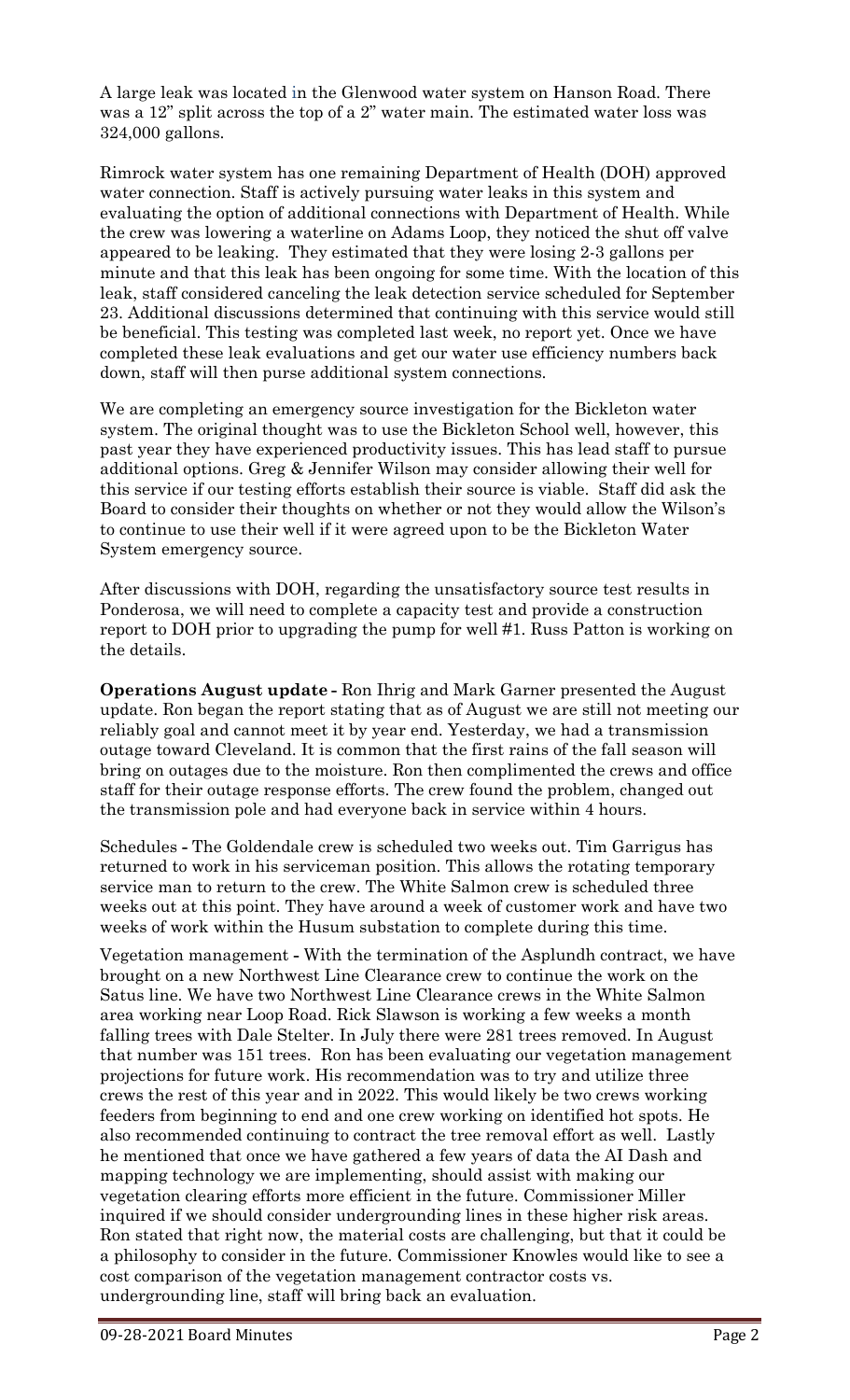A large leak was located in the Glenwood water system on Hanson Road. There was a 12" split across the top of a 2" water main. The estimated water loss was 324,000 gallons.

Rimrock water system has one remaining Department of Health (DOH) approved water connection. Staff is actively pursuing water leaks in this system and evaluating the option of additional connections with Department of Health. While the crew was lowering a waterline on Adams Loop, they noticed the shut off valve appeared to be leaking. They estimated that they were losing 2-3 gallons per minute and that this leak has been ongoing for some time. With the location of this leak, staff considered canceling the leak detection service scheduled for September 23. Additional discussions determined that continuing with this service would still be beneficial. This testing was completed last week, no report yet. Once we have completed these leak evaluations and get our water use efficiency numbers back down, staff will then purse additional system connections.

We are completing an emergency source investigation for the Bickleton water system. The original thought was to use the Bickleton School well, however, this past year they have experienced productivity issues. This has lead staff to pursue additional options. Greg & Jennifer Wilson may consider allowing their well for this service if our testing efforts establish their source is viable. Staff did ask the Board to consider their thoughts on whether or not they would allow the Wilson's to continue to use their well if it were agreed upon to be the Bickleton Water System emergency source.

After discussions with DOH, regarding the unsatisfactory source test results in Ponderosa, we will need to complete a capacity test and provide a construction report to DOH prior to upgrading the pump for well #1. Russ Patton is working on the details.

**Operations August update -** Ron Ihrig and Mark Garner presented the August update. Ron began the report stating that as of August we are still not meeting our reliably goal and cannot meet it by year end. Yesterday, we had a transmission outage toward Cleveland. It is common that the first rains of the fall season will bring on outages due to the moisture. Ron then complimented the crews and office staff for their outage response efforts. The crew found the problem, changed out the transmission pole and had everyone back in service within 4 hours.

Schedules **-** The Goldendale crew is scheduled two weeks out. Tim Garrigus has returned to work in his serviceman position. This allows the rotating temporary service man to return to the crew. The White Salmon crew is scheduled three weeks out at this point. They have around a week of customer work and have two weeks of work within the Husum substation to complete during this time.

Vegetation management **-** With the termination of the Asplundh contract, we have brought on a new Northwest Line Clearance crew to continue the work on the Satus line. We have two Northwest Line Clearance crews in the White Salmon area working near Loop Road. Rick Slawson is working a few weeks a month falling trees with Dale Stelter. In July there were 281 trees removed. In August that number was 151 trees. Ron has been evaluating our vegetation management projections for future work. His recommendation was to try and utilize three crews the rest of this year and in 2022. This would likely be two crews working feeders from beginning to end and one crew working on identified hot spots. He also recommended continuing to contract the tree removal effort as well. Lastly he mentioned that once we have gathered a few years of data the AI Dash and mapping technology we are implementing, should assist with making our vegetation clearing efforts more efficient in the future. Commissioner Miller inquired if we should consider undergrounding lines in these higher risk areas. Ron stated that right now, the material costs are challenging, but that it could be a philosophy to consider in the future. Commissioner Knowles would like to see a cost comparison of the vegetation management contractor costs vs. undergrounding line, staff will bring back an evaluation.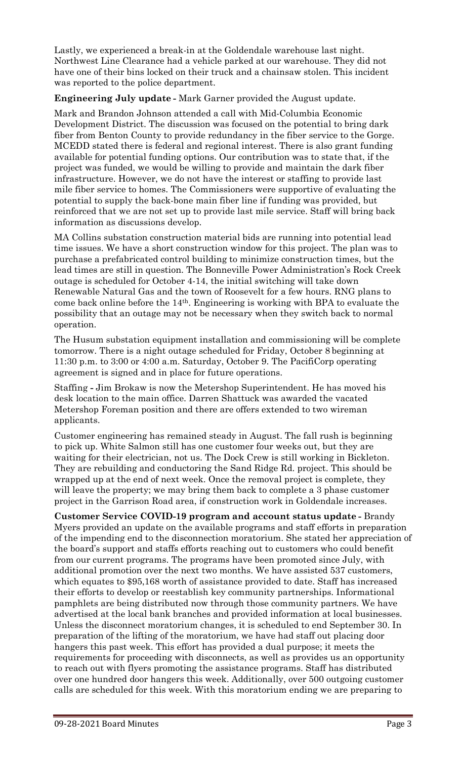Lastly, we experienced a break-in at the Goldendale warehouse last night. Northwest Line Clearance had a vehicle parked at our warehouse. They did not have one of their bins locked on their truck and a chainsaw stolen. This incident was reported to the police department.

**Engineering July update -** Mark Garner provided the August update.

Mark and Brandon Johnson attended a call with Mid-Columbia Economic Development District. The discussion was focused on the potential to bring dark fiber from Benton County to provide redundancy in the fiber service to the Gorge. MCEDD stated there is federal and regional interest. There is also grant funding available for potential funding options. Our contribution was to state that, if the project was funded, we would be willing to provide and maintain the dark fiber infrastructure. However, we do not have the interest or staffing to provide last mile fiber service to homes. The Commissioners were supportive of evaluating the potential to supply the back-bone main fiber line if funding was provided, but reinforced that we are not set up to provide last mile service. Staff will bring back information as discussions develop.

MA Collins substation construction material bids are running into potential lead time issues. We have a short construction window for this project. The plan was to purchase a prefabricated control building to minimize construction times, but the lead times are still in question. The Bonneville Power Administration's Rock Creek outage is scheduled for October 4-14, the initial switching will take down Renewable Natural Gas and the town of Roosevelt for a few hours. RNG plans to come back online before the 14th. Engineering is working with BPA to evaluate the possibility that an outage may not be necessary when they switch back to normal operation.

The Husum substation equipment installation and commissioning will be complete tomorrow. There is a night outage scheduled for Friday, October 8 beginning at 11:30 p.m. to 3:00 or 4:00 a.m. Saturday, October 9. The PacifiCorp operating agreement is signed and in place for future operations.

Staffing - Jim Brokaw is now the Metershop Superintendent. He has moved his desk location to the main office. Darren Shattuck was awarded the vacated Metershop Foreman position and there are offers extended to two wireman applicants.

Customer engineering has remained steady in August. The fall rush is beginning to pick up. White Salmon still has one customer four weeks out, but they are waiting for their electrician, not us. The Dock Crew is still working in Bickleton. They are rebuilding and conductoring the Sand Ridge Rd. project. This should be wrapped up at the end of next week. Once the removal project is complete, they will leave the property; we may bring them back to complete a 3 phase customer project in the Garrison Road area, if construction work in Goldendale increases.

**Customer Service COVID-19 program and account status update -** Brandy Myers provided an update on the available programs and staff efforts in preparation of the impending end to the disconnection moratorium. She stated her appreciation of the board's support and staffs efforts reaching out to customers who could benefit from our current programs. The programs have been promoted since July, with additional promotion over the next two months. We have assisted 537 customers, which equates to $95,168 worth of assistance provided to date. Staff has increased their efforts to develop or reestablish key community partnerships. Informational pamphlets are being distributed now through those community partners. We have advertised at the local bank branches and provided information at local businesses. Unless the disconnect moratorium changes, it is scheduled to end September 30. In preparation of the lifting of the moratorium, we have had staff out placing door hangers this past week. This effort has provided a dual purpose; it meets the requirements for proceeding with disconnects, as well as provides us an opportunity to reach out with flyers promoting the assistance programs. Staff has distributed over one hundred door hangers this week. Additionally, over 500 outgoing customer calls are scheduled for this week. With this moratorium ending we are preparing to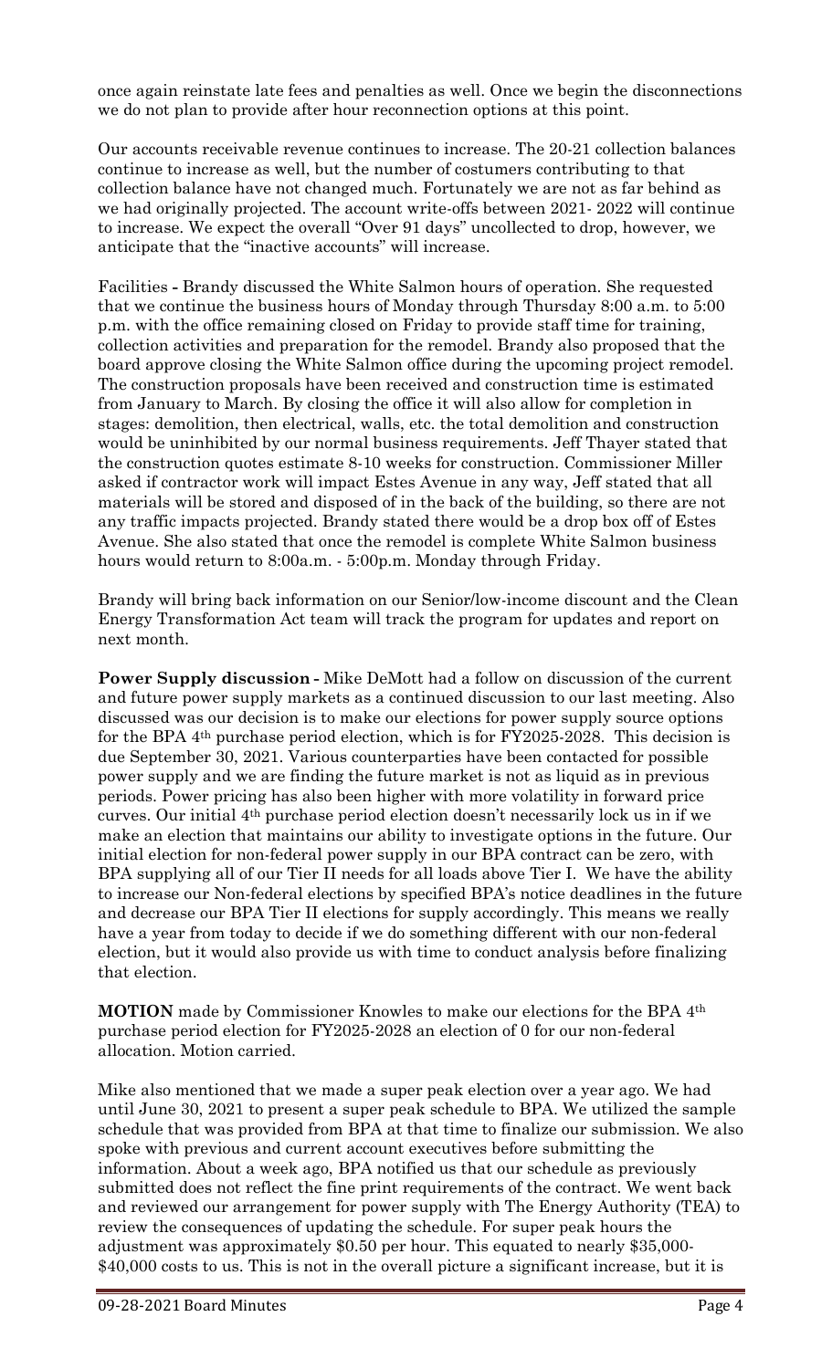once again reinstate late fees and penalties as well. Once we begin the disconnections we do not plan to provide after hour reconnection options at this point.

Our accounts receivable revenue continues to increase. The 20-21 collection balances continue to increase as well, but the number of costumers contributing to that collection balance have not changed much. Fortunately we are not as far behind as we had originally projected. The account write-offs between 2021- 2022 will continue to increase. We expect the overall "Over 91 days" uncollected to drop, however, we anticipate that the "inactive accounts" will increase.

Facilities **-** Brandy discussed the White Salmon hours of operation. She requested that we continue the business hours of Monday through Thursday 8:00 a.m. to 5:00 p.m. with the office remaining closed on Friday to provide staff time for training, collection activities and preparation for the remodel. Brandy also proposed that the board approve closing the White Salmon office during the upcoming project remodel. The construction proposals have been received and construction time is estimated from January to March. By closing the office it will also allow for completion in stages: demolition, then electrical, walls, etc. the total demolition and construction would be uninhibited by our normal business requirements. Jeff Thayer stated that the construction quotes estimate 8-10 weeks for construction. Commissioner Miller asked if contractor work will impact Estes Avenue in any way, Jeff stated that all materials will be stored and disposed of in the back of the building, so there are not any traffic impacts projected. Brandy stated there would be a drop box off of Estes Avenue. She also stated that once the remodel is complete White Salmon business hours would return to 8:00a.m. - 5:00p.m. Monday through Friday.

Brandy will bring back information on our Senior/low-income discount and the Clean Energy Transformation Act team will track the program for updates and report on next month.

**Power Supply discussion -** Mike DeMott had a follow on discussion of the current and future power supply markets as a continued discussion to our last meeting. Also discussed was our decision is to make our elections for power supply source options for the BPA 4th purchase period election, which is for FY2025-2028. This decision is due September 30, 2021. Various counterparties have been contacted for possible power supply and we are finding the future market is not as liquid as in previous periods. Power pricing has also been higher with more volatility in forward price curves. Our initial 4th purchase period election doesn't necessarily lock us in if we make an election that maintains our ability to investigate options in the future. Our initial election for non-federal power supply in our BPA contract can be zero, with BPA supplying all of our Tier II needs for all loads above Tier I. We have the ability to increase our Non-federal elections by specified BPA's notice deadlines in the future and decrease our BPA Tier II elections for supply accordingly. This means we really have a year from today to decide if we do something different with our non-federal election, but it would also provide us with time to conduct analysis before finalizing that election.

**MOTION** made by Commissioner Knowles to make our elections for the BPA 4th purchase period election for FY2025-2028 an election of 0 for our non-federal allocation. Motion carried.

Mike also mentioned that we made a super peak election over a year ago. We had until June 30, 2021 to present a super peak schedule to BPA. We utilized the sample schedule that was provided from BPA at that time to finalize our submission. We also spoke with previous and current account executives before submitting the information. About a week ago, BPA notified us that our schedule as previously submitted does not reflect the fine print requirements of the contract. We went back and reviewed our arrangement for power supply with The Energy Authority (TEA) to review the consequences of updating the schedule. For super peak hours the adjustment was approximately \$0.50 per hour. This equated to nearly \$35,000-\$40,000 costs to us. This is not in the overall picture a significant increase, but it is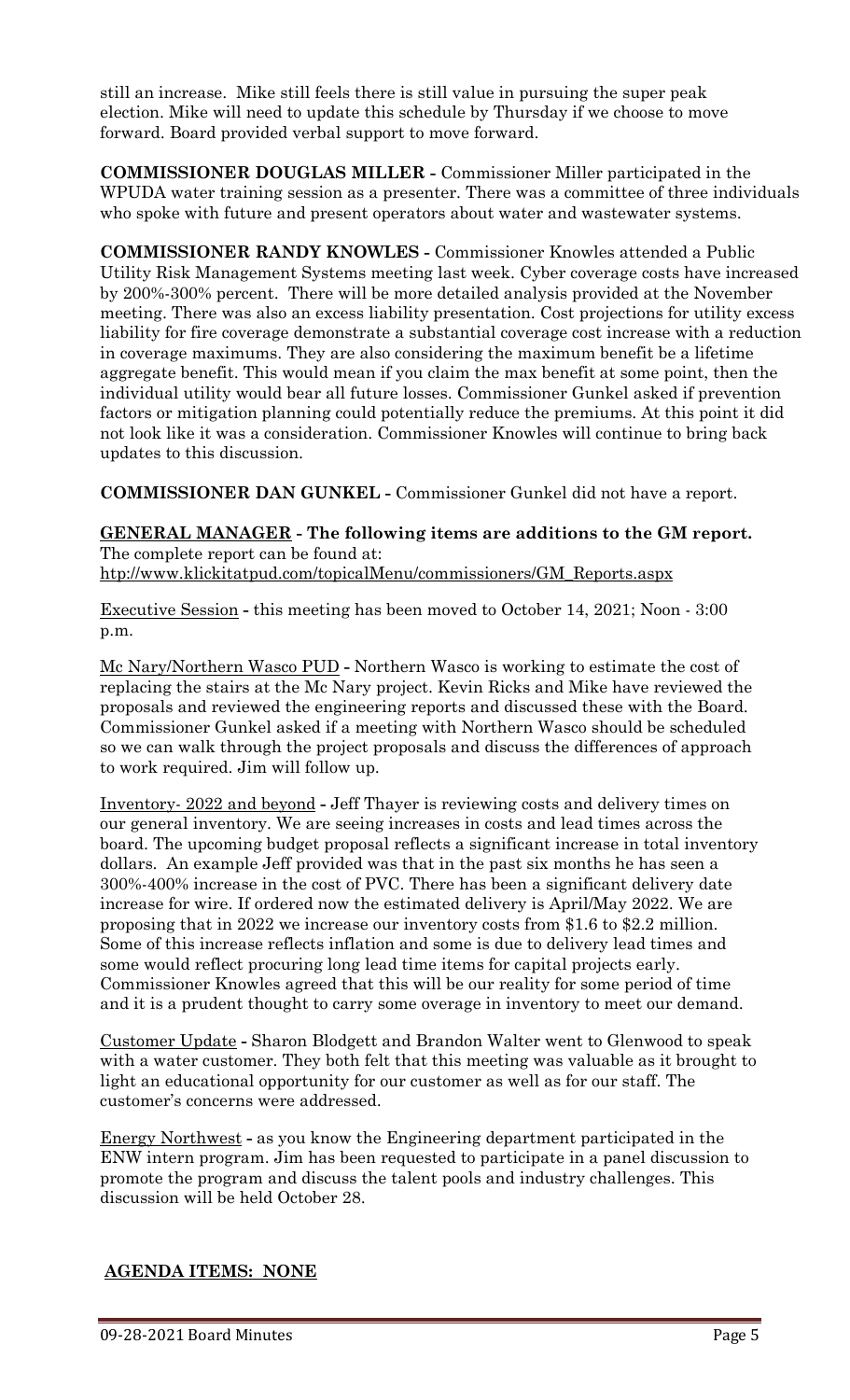still an increase. Mike still feels there is still value in pursuing the super peak election. Mike will need to update this schedule by Thursday if we choose to move forward. Board provided verbal support to move forward.

**COMMISSIONER DOUGLAS MILLER -** Commissioner Miller participated in the WPUDA water training session as a presenter. There was a committee of three individuals who spoke with future and present operators about water and wastewater systems.

**COMMISSIONER RANDY KNOWLES -** Commissioner Knowles attended a Public Utility Risk Management Systems meeting last week. Cyber coverage costs have increased by 200%-300% percent. There will be more detailed analysis provided at the November meeting. There was also an excess liability presentation. Cost projections for utility excess liability for fire coverage demonstrate a substantial coverage cost increase with a reduction in coverage maximums. They are also considering the maximum benefit be a lifetime aggregate benefit. This would mean if you claim the max benefit at some point, then the individual utility would bear all future losses. Commissioner Gunkel asked if prevention factors or mitigation planning could potentially reduce the premiums. At this point it did not look like it was a consideration. Commissioner Knowles will continue to bring back updates to this discussion.

**COMMISSIONER DAN GUNKEL -** Commissioner Gunkel did not have a report.

**GENERAL MANAGER - The following items are additions to the GM report.**
The complete report can be found at:
htp://www.klickitatpud.com/topicalMenu/commissioners/GM_Reports.aspx

Executive Session - this meeting has been moved to October 14, 2021; Noon - 3:00 p.m.

Mc Nary/Northern Wasco PUD - Northern Wasco is working to estimate the cost of replacing the stairs at the Mc Nary project. Kevin Ricks and Mike have reviewed the proposals and reviewed the engineering reports and discussed these with the Board. Commissioner Gunkel asked if a meeting with Northern Wasco should be scheduled so we can walk through the project proposals and discuss the differences of approach to work required. Jim will follow up.

Inventory- 2022 and beyond - Jeff Thayer is reviewing costs and delivery times on our general inventory. We are seeing increases in costs and lead times across the board. The upcoming budget proposal reflects a significant increase in total inventory dollars. An example Jeff provided was that in the past six months he has seen a 300%-400% increase in the cost of PVC. There has been a significant delivery date increase for wire. If ordered now the estimated delivery is April/May 2022. We are proposing that in 2022 we increase our inventory costs from $1.6 to $2.2 million. Some of this increase reflects inflation and some is due to delivery lead times and some would reflect procuring long lead time items for capital projects early. Commissioner Knowles agreed that this will be our reality for some period of time and it is a prudent thought to carry some overage in inventory to meet our demand.

Customer Update - Sharon Blodgett and Brandon Walter went to Glenwood to speak with a water customer. They both felt that this meeting was valuable as it brought to light an educational opportunity for our customer as well as for our staff. The customer's concerns were addressed.

Energy Northwest - as you know the Engineering department participated in the ENW intern program. Jim has been requested to participate in a panel discussion to promote the program and discuss the talent pools and industry challenges. This discussion will be held October 28.

**AGENDA ITEMS: NONE**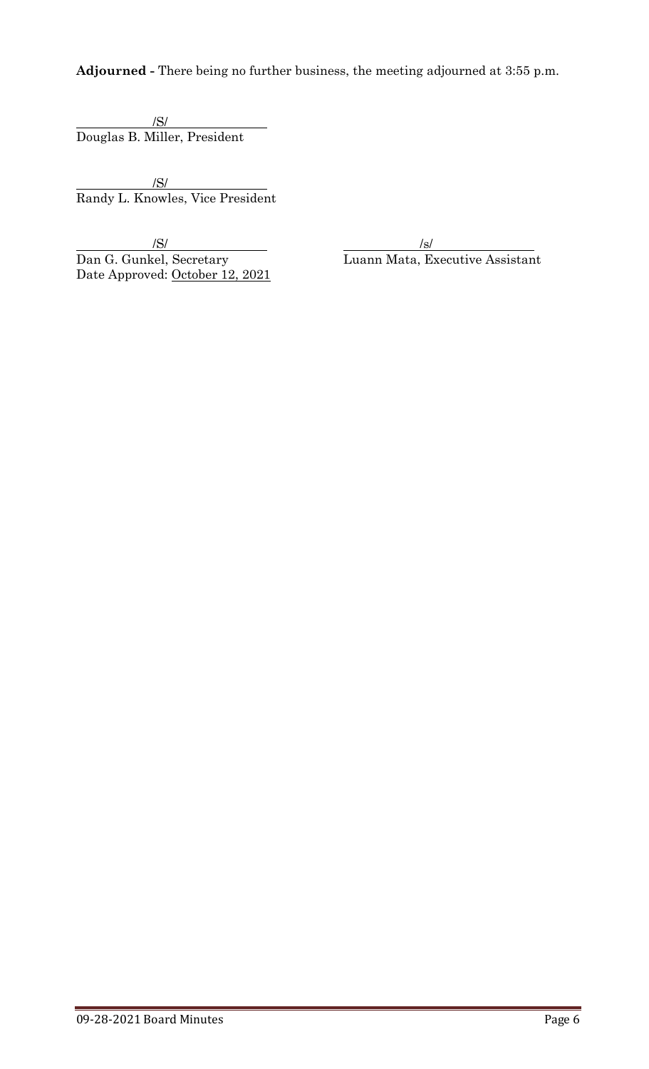**Adjourned -** There being no further business, the meeting adjourned at 3:55 p.m.

/S/

Douglas B. Miller, President

/S/

Randy L. Knowles, Vice President

/S/

Dan G. Gunkel, Secretary

Date Approved: October 12, 2021

/s/

Luann Mata, Executive Assistant